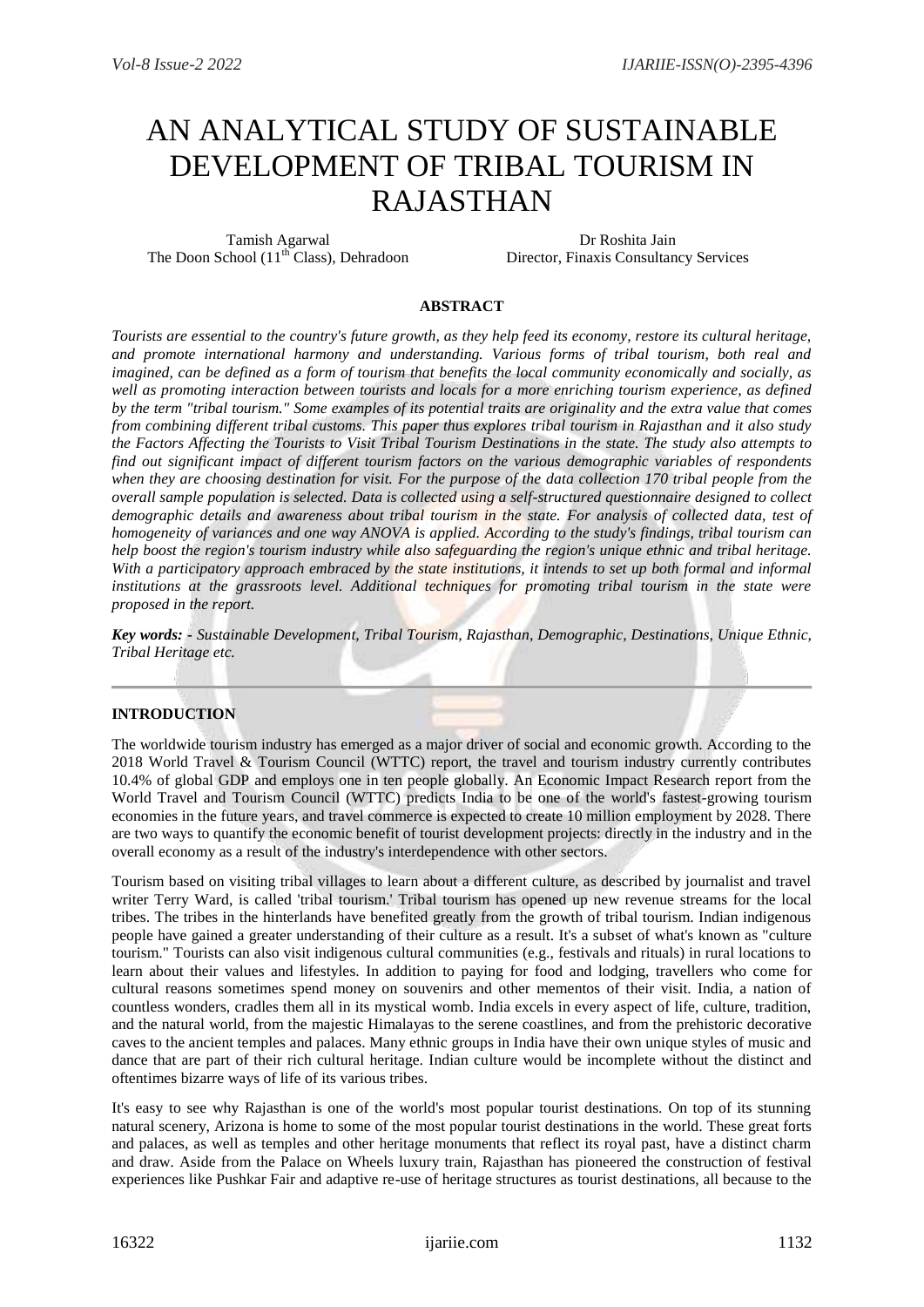# AN ANALYTICAL STUDY OF SUSTAINABLE DEVELOPMENT OF TRIBAL TOURISM IN RAJASTHAN

Tamish Agarwal
The Doon School (11th Class), Dehradoon

Dr Roshita Jain
Director, Finaxis Consultancy Services

## ABSTRACT

*Tourists are essential to the country's future growth, as they help feed its economy, restore its cultural heritage, and promote international harmony and understanding. Various forms of tribal tourism, both real and imagined, can be defined as a form of tourism that benefits the local community economically and socially, as well as promoting interaction between tourists and locals for a more enriching tourism experience, as defined by the term "tribal tourism." Some examples of its potential traits are originality and the extra value that comes from combining different tribal customs. This paper thus explores tribal tourism in Rajasthan and it also study the Factors Affecting the Tourists to Visit Tribal Tourism Destinations in the state. The study also attempts to find out significant impact of different tourism factors on the various demographic variables of respondents when they are choosing destination for visit. For the purpose of the data collection 170 tribal people from the overall sample population is selected. Data is collected using a self-structured questionnaire designed to collect demographic details and awareness about tribal tourism in the state. For analysis of collected data, test of homogeneity of variances and one way ANOVA is applied. According to the study's findings, tribal tourism can help boost the region's tourism industry while also safeguarding the region's unique ethnic and tribal heritage. With a participatory approach embraced by the state institutions, it intends to set up both formal and informal institutions at the grassroots level. Additional techniques for promoting tribal tourism in the state were proposed in the report.*

***Key words: -*** *Sustainable Development, Tribal Tourism, Rajasthan, Demographic, Destinations, Unique Ethnic, Tribal Heritage etc.*

## INTRODUCTION

The worldwide tourism industry has emerged as a major driver of social and economic growth. According to the 2018 World Travel & Tourism Council (WTTC) report, the travel and tourism industry currently contributes 10.4% of global GDP and employs one in ten people globally. An Economic Impact Research report from the World Travel and Tourism Council (WTTC) predicts India to be one of the world's fastest-growing tourism economies in the future years, and travel commerce is expected to create 10 million employment by 2028. There are two ways to quantify the economic benefit of tourist development projects: directly in the industry and in the overall economy as a result of the industry's interdependence with other sectors.

Tourism based on visiting tribal villages to learn about a different culture, as described by journalist and travel writer Terry Ward, is called 'tribal tourism.' Tribal tourism has opened up new revenue streams for the local tribes. The tribes in the hinterlands have benefited greatly from the growth of tribal tourism. Indian indigenous people have gained a greater understanding of their culture as a result. It's a subset of what's known as "culture tourism." Tourists can also visit indigenous cultural communities (e.g., festivals and rituals) in rural locations to learn about their values and lifestyles. In addition to paying for food and lodging, travellers who come for cultural reasons sometimes spend money on souvenirs and other mementos of their visit. India, a nation of countless wonders, cradles them all in its mystical womb. India excels in every aspect of life, culture, tradition, and the natural world, from the majestic Himalayas to the serene coastlines, and from the prehistoric decorative caves to the ancient temples and palaces. Many ethnic groups in India have their own unique styles of music and dance that are part of their rich cultural heritage. Indian culture would be incomplete without the distinct and oftentimes bizarre ways of life of its various tribes.

It's easy to see why Rajasthan is one of the world's most popular tourist destinations. On top of its stunning natural scenery, Arizona is home to some of the most popular tourist destinations in the world. These great forts and palaces, as well as temples and other heritage monuments that reflect its royal past, have a distinct charm and draw. Aside from the Palace on Wheels luxury train, Rajasthan has pioneered the construction of festival experiences like Pushkar Fair and adaptive re-use of heritage structures as tourist destinations, all because to the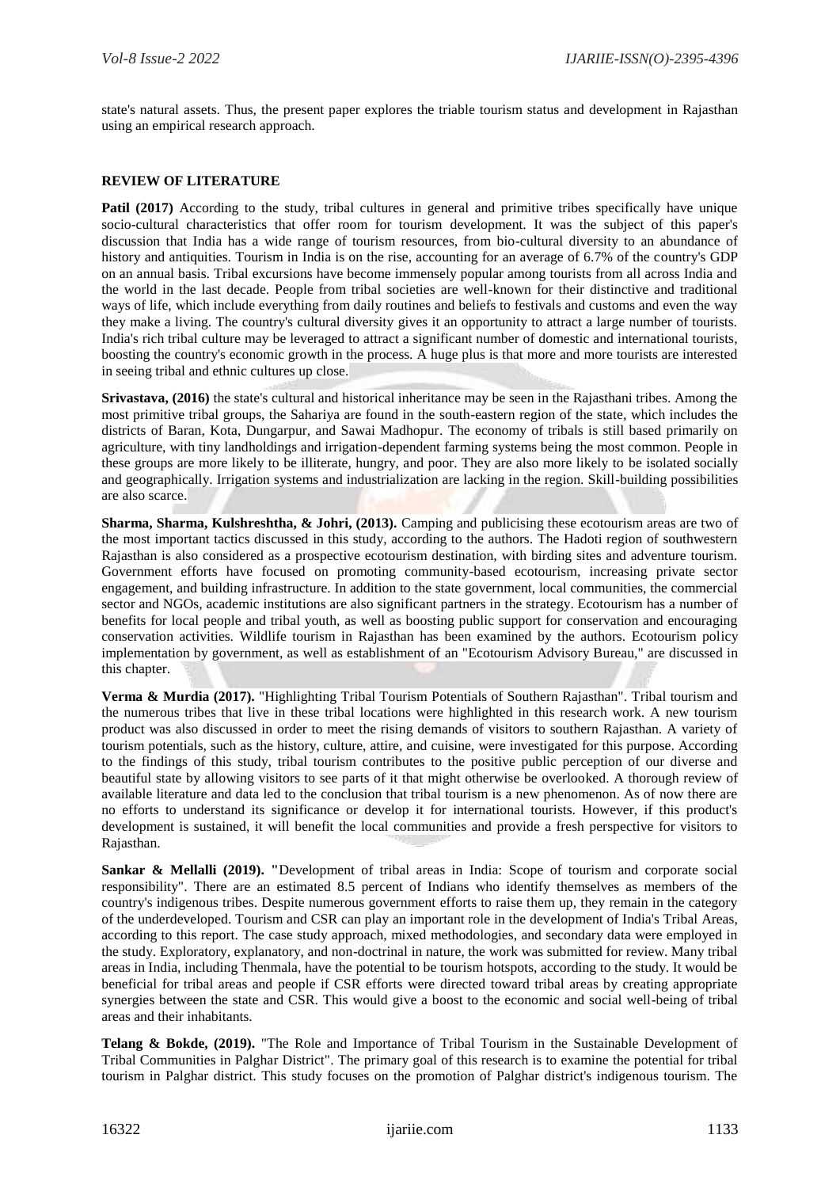state's natural assets. Thus, the present paper explores the triable tourism status and development in Rajasthan using an empirical research approach.

## REVIEW OF LITERATURE

**Patil (2017)** According to the study, tribal cultures in general and primitive tribes specifically have unique socio-cultural characteristics that offer room for tourism development. It was the subject of this paper's discussion that India has a wide range of tourism resources, from bio-cultural diversity to an abundance of history and antiquities. Tourism in India is on the rise, accounting for an average of 6.7% of the country's GDP on an annual basis. Tribal excursions have become immensely popular among tourists from all across India and the world in the last decade. People from tribal societies are well-known for their distinctive and traditional ways of life, which include everything from daily routines and beliefs to festivals and customs and even the way they make a living. The country's cultural diversity gives it an opportunity to attract a large number of tourists. India's rich tribal culture may be leveraged to attract a significant number of domestic and international tourists, boosting the country's economic growth in the process. A huge plus is that more and more tourists are interested in seeing tribal and ethnic cultures up close.

**Srivastava, (2016)** the state's cultural and historical inheritance may be seen in the Rajasthani tribes. Among the most primitive tribal groups, the Sahariya are found in the south-eastern region of the state, which includes the districts of Baran, Kota, Dungarpur, and Sawai Madhopur. The economy of tribals is still based primarily on agriculture, with tiny landholdings and irrigation-dependent farming systems being the most common. People in these groups are more likely to be illiterate, hungry, and poor. They are also more likely to be isolated socially and geographically. Irrigation systems and industrialization are lacking in the region. Skill-building possibilities are also scarce.

**Sharma, Sharma, Kulshreshtha, & Johri, (2013).** Camping and publicising these ecotourism areas are two of the most important tactics discussed in this study, according to the authors. The Hadoti region of southwestern Rajasthan is also considered as a prospective ecotourism destination, with birding sites and adventure tourism. Government efforts have focused on promoting community-based ecotourism, increasing private sector engagement, and building infrastructure. In addition to the state government, local communities, the commercial sector and NGOs, academic institutions are also significant partners in the strategy. Ecotourism has a number of benefits for local people and tribal youth, as well as boosting public support for conservation and encouraging conservation activities. Wildlife tourism in Rajasthan has been examined by the authors. Ecotourism policy implementation by government, as well as establishment of an "Ecotourism Advisory Bureau," are discussed in this chapter.

**Verma & Murdia (2017).** "Highlighting Tribal Tourism Potentials of Southern Rajasthan". Tribal tourism and the numerous tribes that live in these tribal locations were highlighted in this research work. A new tourism product was also discussed in order to meet the rising demands of visitors to southern Rajasthan. A variety of tourism potentials, such as the history, culture, attire, and cuisine, were investigated for this purpose. According to the findings of this study, tribal tourism contributes to the positive public perception of our diverse and beautiful state by allowing visitors to see parts of it that might otherwise be overlooked. A thorough review of available literature and data led to the conclusion that tribal tourism is a new phenomenon. As of now there are no efforts to understand its significance or develop it for international tourists. However, if this product's development is sustained, it will benefit the local communities and provide a fresh perspective for visitors to Rajasthan.

**Sankar & Mellalli (2019). "**Development of tribal areas in India: Scope of tourism and corporate social responsibility". There are an estimated 8.5 percent of Indians who identify themselves as members of the country's indigenous tribes. Despite numerous government efforts to raise them up, they remain in the category of the underdeveloped. Tourism and CSR can play an important role in the development of India's Tribal Areas, according to this report. The case study approach, mixed methodologies, and secondary data were employed in the study. Exploratory, explanatory, and non-doctrinal in nature, the work was submitted for review. Many tribal areas in India, including Thenmala, have the potential to be tourism hotspots, according to the study. It would be beneficial for tribal areas and people if CSR efforts were directed toward tribal areas by creating appropriate synergies between the state and CSR. This would give a boost to the economic and social well-being of tribal areas and their inhabitants.

**Telang & Bokde, (2019).** "The Role and Importance of Tribal Tourism in the Sustainable Development of Tribal Communities in Palghar District". The primary goal of this research is to examine the potential for tribal tourism in Palghar district. This study focuses on the promotion of Palghar district's indigenous tourism. The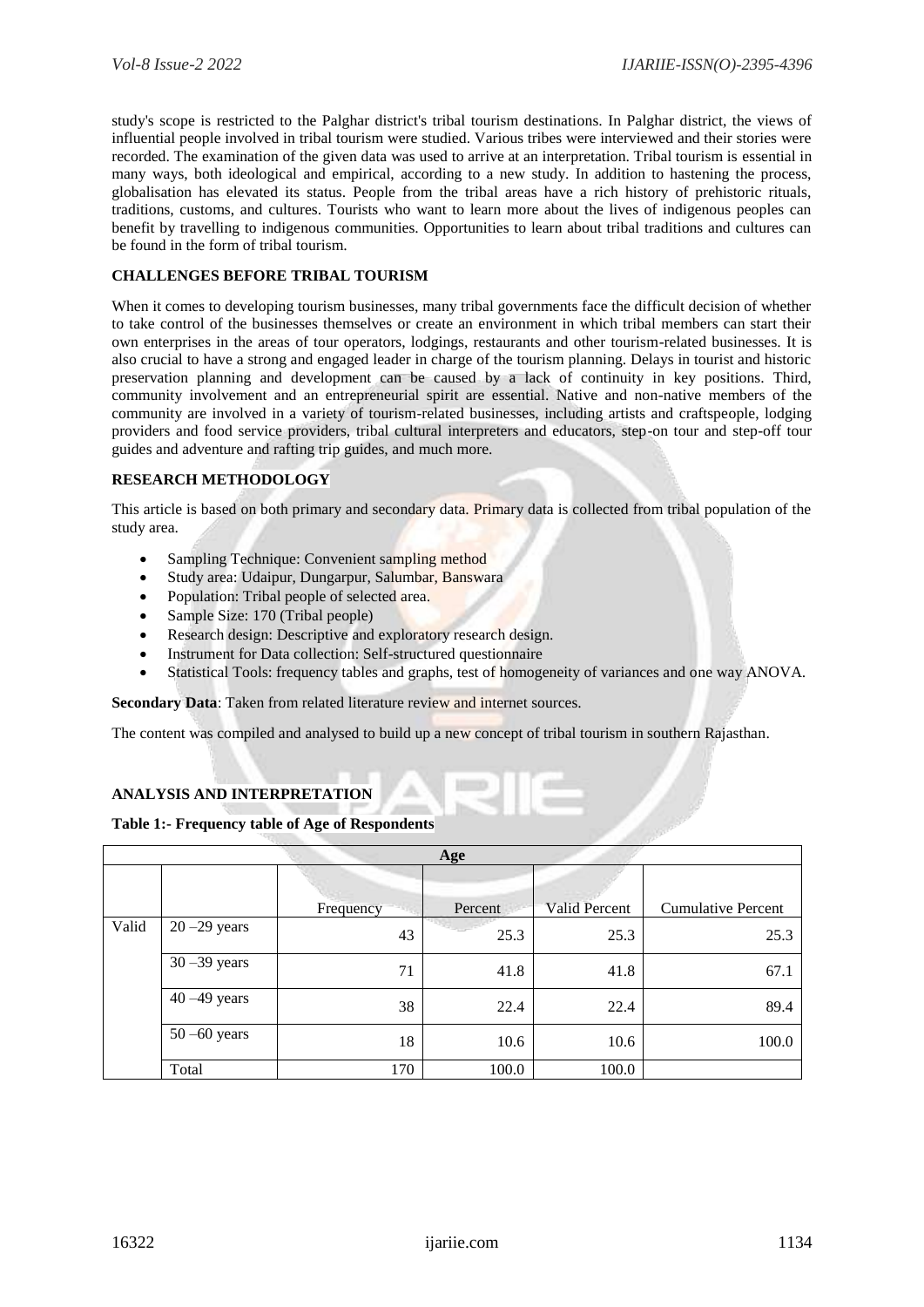study's scope is restricted to the Palghar district's tribal tourism destinations. In Palghar district, the views of influential people involved in tribal tourism were studied. Various tribes were interviewed and their stories were recorded. The examination of the given data was used to arrive at an interpretation. Tribal tourism is essential in many ways, both ideological and empirical, according to a new study. In addition to hastening the process, globalisation has elevated its status. People from the tribal areas have a rich history of prehistoric rituals, traditions, customs, and cultures. Tourists who want to learn more about the lives of indigenous peoples can benefit by travelling to indigenous communities. Opportunities to learn about tribal traditions and cultures can be found in the form of tribal tourism.

## CHALLENGES BEFORE TRIBAL TOURISM

When it comes to developing tourism businesses, many tribal governments face the difficult decision of whether to take control of the businesses themselves or create an environment in which tribal members can start their own enterprises in the areas of tour operators, lodgings, restaurants and other tourism-related businesses. It is also crucial to have a strong and engaged leader in charge of the tourism planning. Delays in tourist and historic preservation planning and development can be caused by a lack of continuity in key positions. Third, community involvement and an entrepreneurial spirit are essential. Native and non-native members of the community are involved in a variety of tourism-related businesses, including artists and craftspeople, lodging providers and food service providers, tribal cultural interpreters and educators, step-on tour and step-off tour guides and adventure and rafting trip guides, and much more.

## RESEARCH METHODOLOGY

This article is based on both primary and secondary data. Primary data is collected from tribal population of the study area.

- Sampling Technique: Convenient sampling method
- Study area: Udaipur, Dungarpur, Salumbar, Banswara
- Population: Tribal people of selected area.
- Sample Size: 170 (Tribal people)
- Research design: Descriptive and exploratory research design.
- Instrument for Data collection: Self-structured questionnaire
- Statistical Tools: frequency tables and graphs, test of homogeneity of variances and one way ANOVA.

**Secondary Data**: Taken from related literature review and internet sources.

The content was compiled and analysed to build up a new concept of tribal tourism in southern Rajasthan.

## ANALYSIS AND INTERPRETATION

**Table 1:- Frequency table of Age of Respondents**

| Age | | | | | |
|---|---|---|---|---|---|
| | | Frequency | Percent | Valid Percent | Cumulative Percent |
| Valid | 20 –29 years | 43 | 25.3 | 25.3 | 25.3 |
| | 30 –39 years | 71 | 41.8 | 41.8 | 67.1 |
| | 40 –49 years | 38 | 22.4 | 22.4 | 89.4 |
| | 50 –60 years | 18 | 10.6 | 10.6 | 100.0 |
| | Total | 170 | 100.0 | 100.0 | |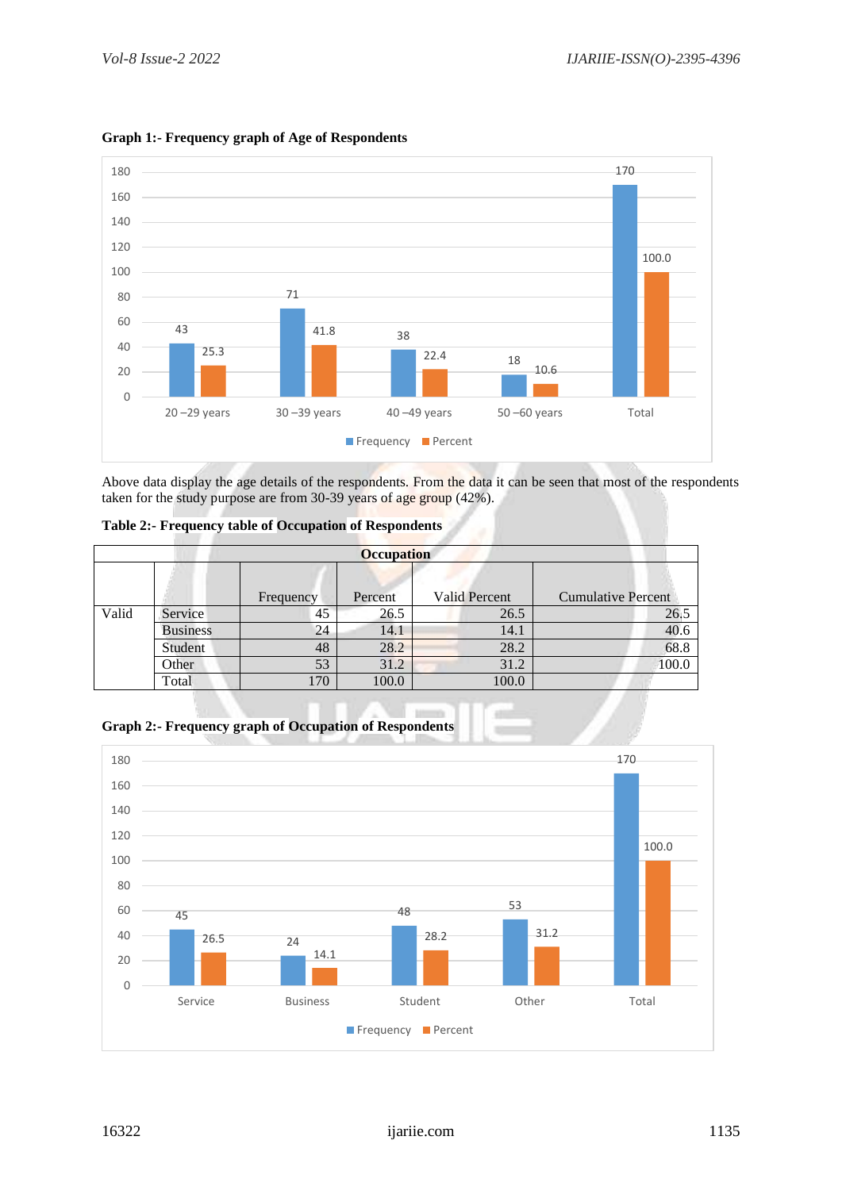**Graph 1:- Frequency graph of Age of Respondents**

| | 20 –29 years | 30 –39 years | 40 –49 years | 50 –60 years | Total |
|---|---|---|---|---|---|
| Frequency | 43 | 71 | 38 | 18 | 170 |
| Percent | 25.3 | 41.8 | 22.4 | 10.6 | 100.0 |

Above data display the age details of the respondents. From the data it can be seen that most of the respondents taken for the study purpose are from 30-39 years of age group (42%).

**Table 2:- Frequency table of Occupation of Respondents**

| Occupation | | | | | |
|---|---|---|---|---|---|
| | | Frequency | Percent | Valid Percent | Cumulative Percent |
| Valid | Service | 45 | 26.5 | 26.5 | 26.5 |
| | Business | 24 | 14.1 | 14.1 | 40.6 |
| | Student | 48 | 28.2 | 28.2 | 68.8 |
| | Other | 53 | 31.2 | 31.2 | 100.0 |
| | Total | 170 | 100.0 | 100.0 | |

**Graph 2:- Frequency graph of Occupation of Respondents**

| | Service | Business | Student | Other | Total |
|---|---|---|---|---|---|
| Frequency | 45 | 24 | 48 | 53 | 170 |
| Percent | 26.5 | 14.1 | 28.2 | 31.2 | 100.0 |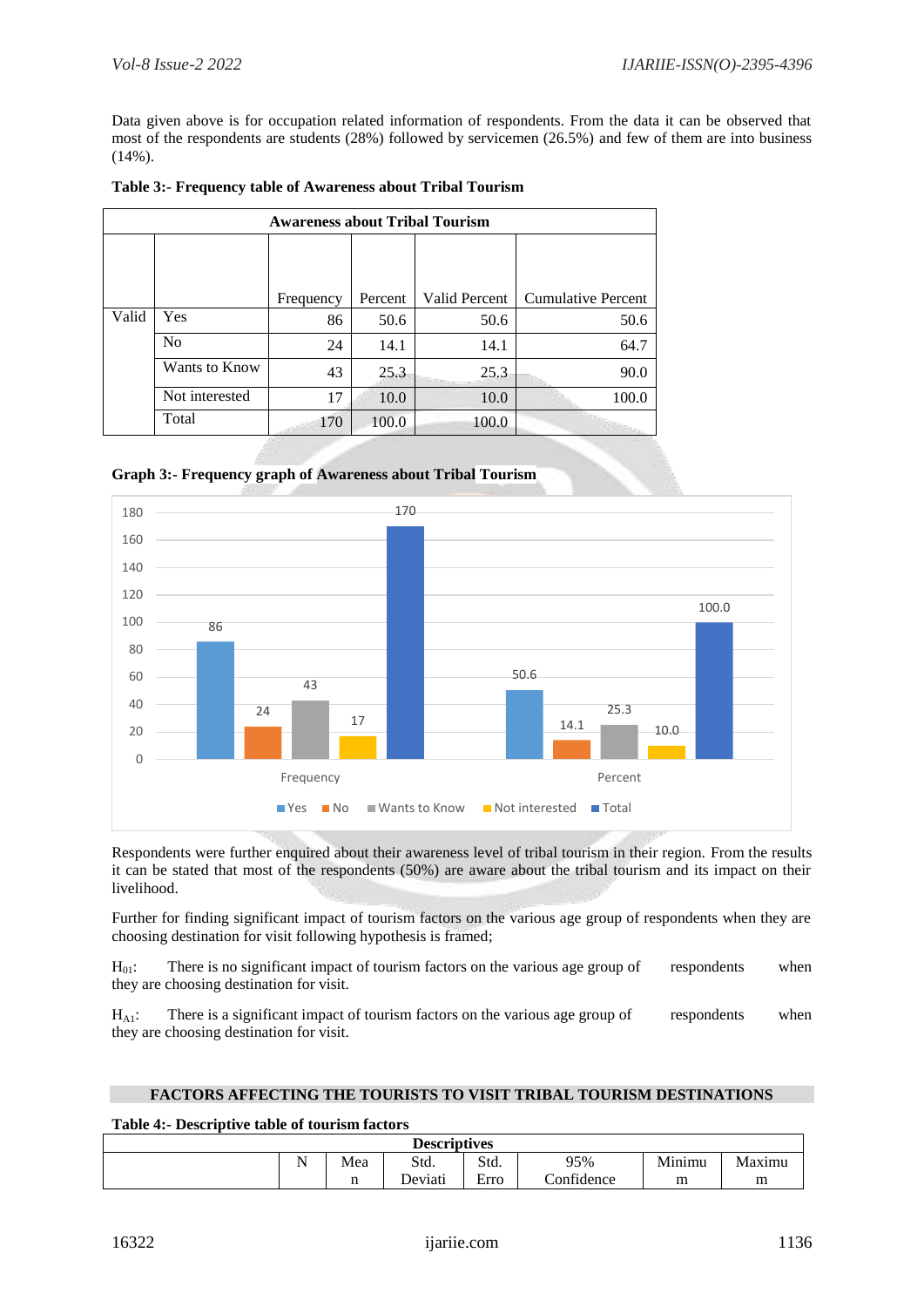Data given above is for occupation related information of respondents. From the data it can be observed that most of the respondents are students (28%) followed by servicemen (26.5%) and few of them are into business (14%).

**Table 3:- Frequency table of Awareness about Tribal Tourism**

| Awareness about Tribal Tourism | | | | | |
|---|---|---|---|---|---|
| | | Frequency | Percent | Valid Percent | Cumulative Percent |
| Valid | Yes | 86 | 50.6 | 50.6 | 50.6 |
| | No | 24 | 14.1 | 14.1 | 64.7 |
| | Wants to Know | 43 | 25.3 | 25.3 | 90.0 |
| | Not interested | 17 | 10.0 | 10.0 | 100.0 |
| | Total | 170 | 100.0 | 100.0 | |

**Graph 3:- Frequency graph of Awareness about Tribal Tourism**

| | Yes | No | Wants to Know | Not interested | Total |
|---|---|---|---|---|---|
| Frequency | 86 | 24 | 43 | 17 | 170 |
| Percent | 50.6 | 14.1 | 25.3 | 10.0 | 100.0 |

Respondents were further enquired about their awareness level of tribal tourism in their region. From the results it can be stated that most of the respondents (50%) are aware about the tribal tourism and its impact on their livelihood.

Further for finding significant impact of tourism factors on the various age group of respondents when they are choosing destination for visit following hypothesis is framed;

$H_{01}$: There is no significant impact of tourism factors on the various age group of respondents when they are choosing destination for visit.

$H_{A1}$: There is a significant impact of tourism factors on the various age group of respondents when they are choosing destination for visit.

## FACTORS AFFECTING THE TOURISTS TO VISIT TRIBAL TOURISM DESTINATIONS

**Table 4:- Descriptive table of tourism factors**

| Descriptives | | | | | | | |
|---|---|---|---|---|---|---|---|
| | N | Mean | Std. Deviati | Std. Erro | 95% Confidence | Minimum | Maximum |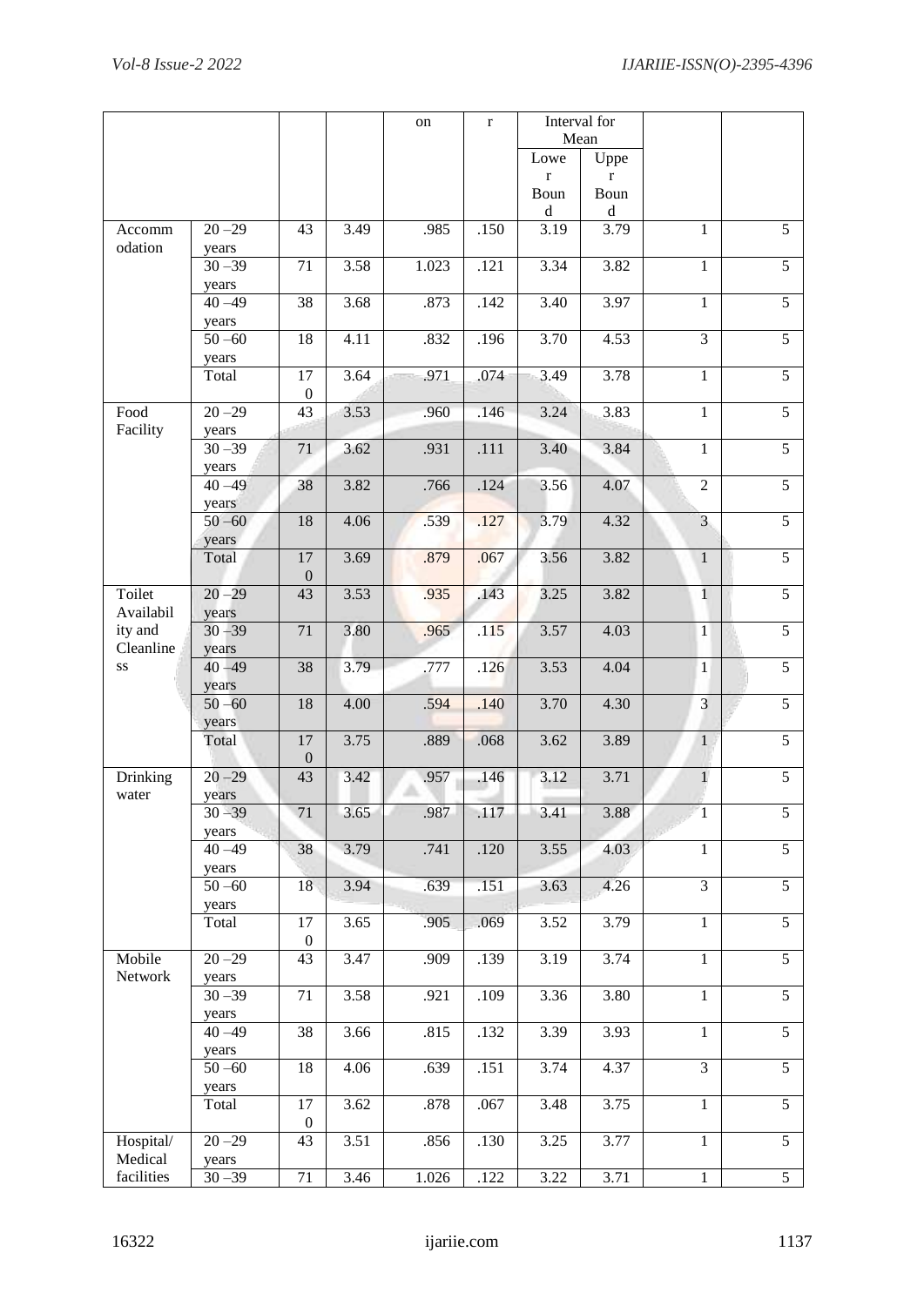| | | | | on | r | Interval for Mean | | | |
|---|---|---|---|---|---|---|---|---|---|
| | | | | | | Lower Bound | Upper Bound | | |
| Accommodation | 20 –29 years | 43 | 3.49 | .985 | .150 | 3.19 | 3.79 | 1 | 5 |
| | 30 –39 years | 71 | 3.58 | 1.023 | .121 | 3.34 | 3.82 | 1 | 5 |
| | 40 –49 years | 38 | 3.68 | .873 | .142 | 3.40 | 3.97 | 1 | 5 |
| | 50 –60 years | 18 | 4.11 | .832 | .196 | 3.70 | 4.53 | 3 | 5 |
| | Total | 170 | 3.64 | .971 | .074 | 3.49 | 3.78 | 1 | 5 |
| Food Facility | 20 –29 years | 43 | 3.53 | .960 | .146 | 3.24 | 3.83 | 1 | 5 |
| | 30 –39 years | 71 | 3.62 | .931 | .111 | 3.40 | 3.84 | 1 | 5 |
| | 40 –49 years | 38 | 3.82 | .766 | .124 | 3.56 | 4.07 | 2 | 5 |
| | 50 –60 years | 18 | 4.06 | .539 | .127 | 3.79 | 4.32 | 3 | 5 |
| | Total | 170 | 3.69 | .879 | .067 | 3.56 | 3.82 | 1 | 5 |
| Toilet Availability and Cleanliness | 20 –29 years | 43 | 3.53 | .935 | .143 | 3.25 | 3.82 | 1 | 5 |
| | 30 –39 years | 71 | 3.80 | .965 | .115 | 3.57 | 4.03 | 1 | 5 |
| | 40 –49 years | 38 | 3.79 | .777 | .126 | 3.53 | 4.04 | 1 | 5 |
| | 50 –60 years | 18 | 4.00 | .594 | .140 | 3.70 | 4.30 | 3 | 5 |
| | Total | 170 | 3.75 | .889 | .068 | 3.62 | 3.89 | 1 | 5 |
| Drinking water | 20 –29 years | 43 | 3.42 | .957 | .146 | 3.12 | 3.71 | 1 | 5 |
| | 30 –39 years | 71 | 3.65 | .987 | .117 | 3.41 | 3.88 | 1 | 5 |
| | 40 –49 years | 38 | 3.79 | .741 | .120 | 3.55 | 4.03 | 1 | 5 |
| | 50 –60 years | 18 | 3.94 | .639 | .151 | 3.63 | 4.26 | 3 | 5 |
| | Total | 170 | 3.65 | .905 | .069 | 3.52 | 3.79 | 1 | 5 |
| Mobile Network | 20 –29 years | 43 | 3.47 | .909 | .139 | 3.19 | 3.74 | 1 | 5 |
| | 30 –39 years | 71 | 3.58 | .921 | .109 | 3.36 | 3.80 | 1 | 5 |
| | 40 –49 years | 38 | 3.66 | .815 | .132 | 3.39 | 3.93 | 1 | 5 |
| | 50 –60 years | 18 | 4.06 | .639 | .151 | 3.74 | 4.37 | 3 | 5 |
| | Total | 170 | 3.62 | .878 | .067 | 3.48 | 3.75 | 1 | 5 |
| Hospital/ Medical facilities | 20 –29 years | 43 | 3.51 | .856 | .130 | 3.25 | 3.77 | 1 | 5 |
| | 30 –39 | 71 | 3.46 | 1.026 | .122 | 3.22 | 3.71 | 1 | 5 |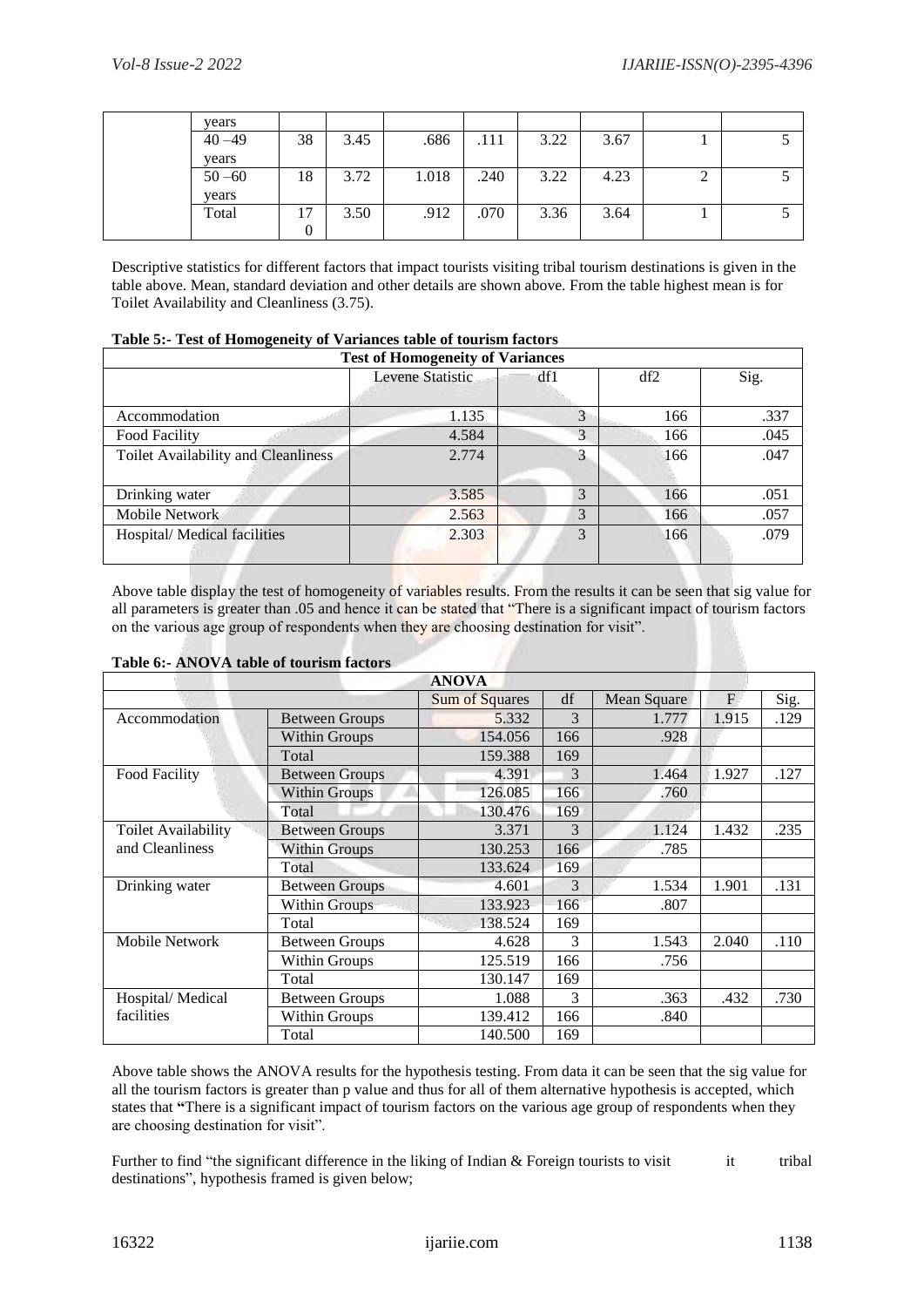| | years | | | | | | | | |
|---|---|---|---|---|---|---|---|---|---|
| | 40 –49 years | 38 | 3.45 | .686 | .111 | 3.22 | 3.67 | 1 | 5 |
| | 50 –60 years | 18 | 3.72 | 1.018 | .240 | 3.22 | 4.23 | 2 | 5 |
| | Total | 170 | 3.50 | .912 | .070 | 3.36 | 3.64 | 1 | 5 |

Descriptive statistics for different factors that impact tourists visiting tribal tourism destinations is given in the table above. Mean, standard deviation and other details are shown above. From the table highest mean is for Toilet Availability and Cleanliness (3.75).

**Table 5:- Test of Homogeneity of Variances table of tourism factors**

| Test of Homogeneity of Variances | | | | |
|---|---|---|---|---|
| | Levene Statistic | df1 | df2 | Sig. |
| Accommodation | 1.135 | 3 | 166 | .337 |
| Food Facility | 4.584 | 3 | 166 | .045 |
| Toilet Availability and Cleanliness | 2.774 | 3 | 166 | .047 |
| Drinking water | 3.585 | 3 | 166 | .051 |
| Mobile Network | 2.563 | 3 | 166 | .057 |
| Hospital/ Medical facilities | 2.303 | 3 | 166 | .079 |

Above table display the test of homogeneity of variables results. From the results it can be seen that sig value for all parameters is greater than .05 and hence it can be stated that "There is a significant impact of tourism factors on the various age group of respondents when they are choosing destination for visit".

**Table 6:- ANOVA table of tourism factors**

| ANOVA | | | | | | |
|---|---|---|---|---|---|---|
| | | Sum of Squares | df | Mean Square | F | Sig. |
| Accommodation | Between Groups | 5.332 | 3 | 1.777 | 1.915 | .129 |
| | Within Groups | 154.056 | 166 | .928 | | |
| | Total | 159.388 | 169 | | | |
| Food Facility | Between Groups | 4.391 | 3 | 1.464 | 1.927 | .127 |
| | Within Groups | 126.085 | 166 | .760 | | |
| | Total | 130.476 | 169 | | | |
| Toilet Availability and Cleanliness | Between Groups | 3.371 | 3 | 1.124 | 1.432 | .235 |
| | Within Groups | 130.253 | 166 | .785 | | |
| | Total | 133.624 | 169 | | | |
| Drinking water | Between Groups | 4.601 | 3 | 1.534 | 1.901 | .131 |
| | Within Groups | 133.923 | 166 | .807 | | |
| | Total | 138.524 | 169 | | | |
| Mobile Network | Between Groups | 4.628 | 3 | 1.543 | 2.040 | .110 |
| | Within Groups | 125.519 | 166 | .756 | | |
| | Total | 130.147 | 169 | | | |
| Hospital/ Medical facilities | Between Groups | 1.088 | 3 | .363 | .432 | .730 |
| | Within Groups | 139.412 | 166 | .840 | | |
| | Total | 140.500 | 169 | | | |

Above table shows the ANOVA results for the hypothesis testing. From data it can be seen that the sig value for all the tourism factors is greater than p value and thus for all of them alternative hypothesis is accepted, which states that **"**There is a significant impact of tourism factors on the various age group of respondents when they are choosing destination for visit".

Further to find "the significant difference in the liking of Indian & Foreign tourists to visit it tribal destinations", hypothesis framed is given below;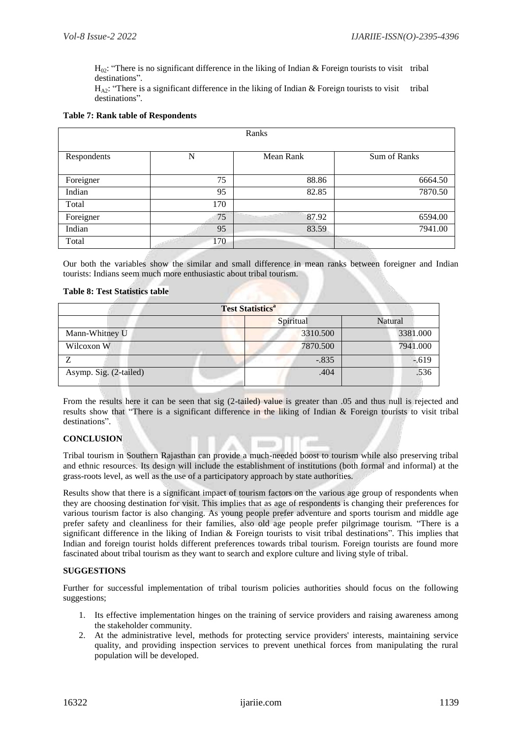$H_{02}$: "There is no significant difference in the liking of Indian & Foreign tourists to visit tribal destinations".

$H_{A2}$: "There is a significant difference in the liking of Indian & Foreign tourists to visit tribal destinations".

**Table 7: Rank table of Respondents**

| Ranks | | | |
|---|---|---|---|
| Respondents | N | Mean Rank | Sum of Ranks |
| Foreigner | 75 | 88.86 | 6664.50 |
| Indian | 95 | 82.85 | 7870.50 |
| Total | 170 | | |
| Foreigner | 75 | 87.92 | 6594.00 |
| Indian | 95 | 83.59 | 7941.00 |
| Total | 170 | | |

Our both the variables show the similar and small difference in mean ranks between foreigner and Indian tourists: Indians seem much more enthusiastic about tribal tourism.

**Table 8: Test Statistics table**

| Test Statistics[a] | | |
|---|---|---|
| | Spiritual | Natural |
| Mann-Whitney U | 3310.500 | 3381.000 |
| Wilcoxon W | 7870.500 | 7941.000 |
| Z | -.835 | -.619 |
| Asymp. Sig. (2-tailed) | .404 | .536 |

From the results here it can be seen that sig (2-tailed) value is greater than .05 and thus null is rejected and results show that "There is a significant difference in the liking of Indian & Foreign tourists to visit tribal destinations".

**CONCLUSION**

Tribal tourism in Southern Rajasthan can provide a much-needed boost to tourism while also preserving tribal and ethnic resources. Its design will include the establishment of institutions (both formal and informal) at the grass-roots level, as well as the use of a participatory approach by state authorities.

Results show that there is a significant impact of tourism factors on the various age group of respondents when they are choosing destination for visit. This implies that as age of respondents is changing their preferences for various tourism factor is also changing. As young people prefer adventure and sports tourism and middle age prefer safety and cleanliness for their families, also old age people prefer pilgrimage tourism. "There is a significant difference in the liking of Indian & Foreign tourists to visit tribal destinations". This implies that Indian and foreign tourist holds different preferences towards tribal tourism. Foreign tourists are found more fascinated about tribal tourism as they want to search and explore culture and living style of tribal.

**SUGGESTIONS**

Further for successful implementation of tribal tourism policies authorities should focus on the following suggestions;

1. Its effective implementation hinges on the training of service providers and raising awareness among the stakeholder community.
2. At the administrative level, methods for protecting service providers' interests, maintaining service quality, and providing inspection services to prevent unethical forces from manipulating the rural population will be developed.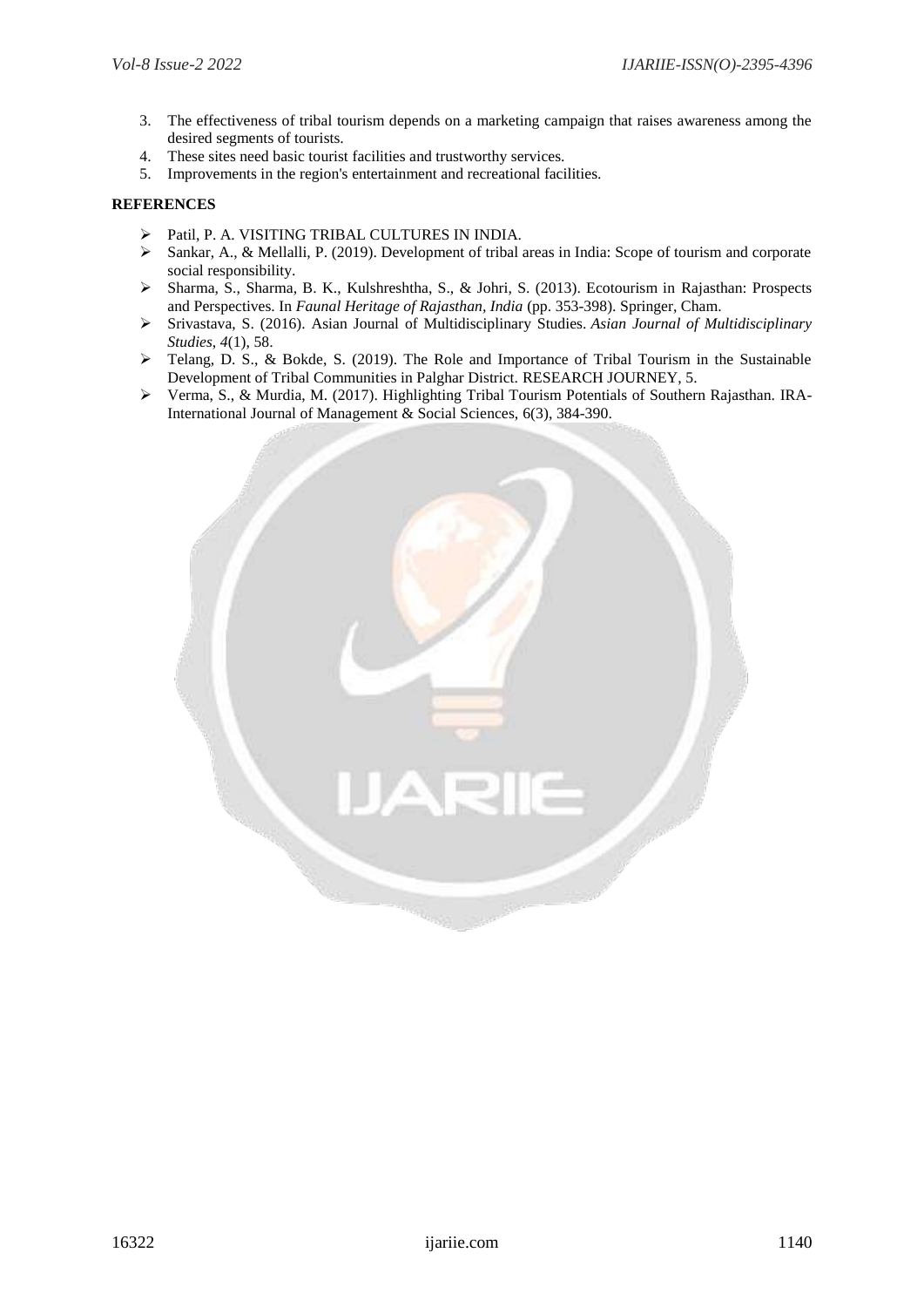3. The effectiveness of tribal tourism depends on a marketing campaign that raises awareness among the desired segments of tourists.
4. These sites need basic tourist facilities and trustworthy services.
5. Improvements in the region's entertainment and recreational facilities.

**REFERENCES**

- Patil, P. A. VISITING TRIBAL CULTURES IN INDIA.
- Sankar, A., & Mellalli, P. (2019). Development of tribal areas in India: Scope of tourism and corporate social responsibility.
- Sharma, S., Sharma, B. K., Kulshreshtha, S., & Johri, S. (2013). Ecotourism in Rajasthan: Prospects and Perspectives. In *Faunal Heritage of Rajasthan, India* (pp. 353-398). Springer, Cham.
- Srivastava, S. (2016). Asian Journal of Multidisciplinary Studies. *Asian Journal of Multidisciplinary Studies*, *4*(1), 58.
- Telang, D. S., & Bokde, S. (2019). The Role and Importance of Tribal Tourism in the Sustainable Development of Tribal Communities in Palghar District. RESEARCH JOURNEY, 5.
- Verma, S., & Murdia, M. (2017). Highlighting Tribal Tourism Potentials of Southern Rajasthan. IRA-International Journal of Management & Social Sciences, 6(3), 384-390.